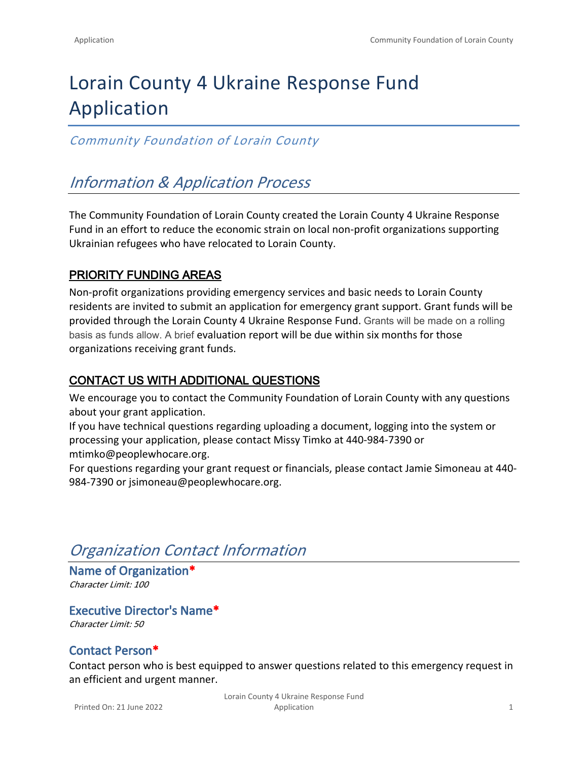# Lorain County 4 Ukraine Response Fund Application

*Community Foundation of Lorain County*

## *Information & Application Process*

The Community Foundation of Lorain County created the Lorain County 4 Ukraine Response Fund in an effort to reduce the economic strain on local non-profit organizations supporting Ukrainian refugees who have relocated to Lorain County.

### PRIORITY FUNDING AREAS

Non-profit organizations providing emergency services and basic needs to Lorain County residents are invited to submit an application for emergency grant support. Grant funds will be provided through the Lorain County 4 Ukraine Response Fund. Grants will be made on a rolling basis as funds allow. A brief evaluation report will be due within six months for those organizations receiving grant funds.

### CONTACT US WITH ADDITIONAL QUESTIONS

We encourage you to contact the Community Foundation of Lorain County with any questions about your grant application.
If you have technical questions regarding uploading a document, logging into the system or processing your application, please contact Missy Timko at 440-984-7390 or mtimko@peoplewhocare.org.
For questions regarding your grant request or financials, please contact Jamie Simoneau at 440-984-7390 or jsimoneau@peoplewhocare.org.

## *Organization Contact Information*

### Name of Organization*
*Character Limit: 100*

### Executive Director's Name*
*Character Limit: 50*

### Contact Person*
Contact person who is best equipped to answer questions related to this emergency request in an efficient and urgent manner.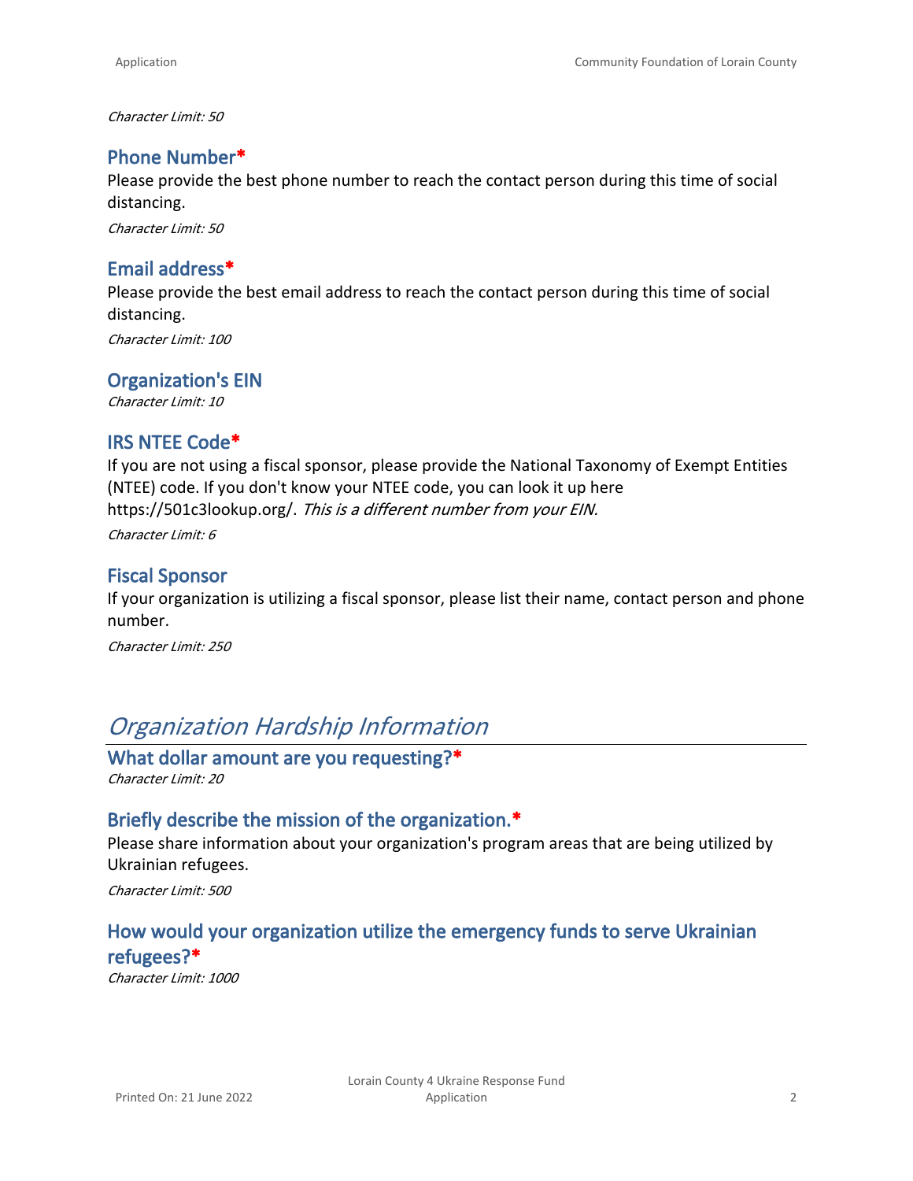*Character Limit: 50*

### Phone Number*

Please provide the best phone number to reach the contact person during this time of social distancing.

*Character Limit: 50*

### Email address*

Please provide the best email address to reach the contact person during this time of social distancing.

*Character Limit: 100*

### Organization's EIN

*Character Limit: 10*

### IRS NTEE Code*

If you are not using a fiscal sponsor, please provide the National Taxonomy of Exempt Entities (NTEE) code. If you don't know your NTEE code, you can look it up here https://501c3lookup.org/. *This is a different number from your EIN.*

*Character Limit: 6*

### Fiscal Sponsor

If your organization is utilizing a fiscal sponsor, please list their name, contact person and phone number.

*Character Limit: 250*

## *Organization Hardship Information*

### What dollar amount are you requesting?*

*Character Limit: 20*

### Briefly describe the mission of the organization.*

Please share information about your organization's program areas that are being utilized by Ukrainian refugees.

*Character Limit: 500*

### How would your organization utilize the emergency funds to serve Ukrainian refugees?*

*Character Limit: 1000*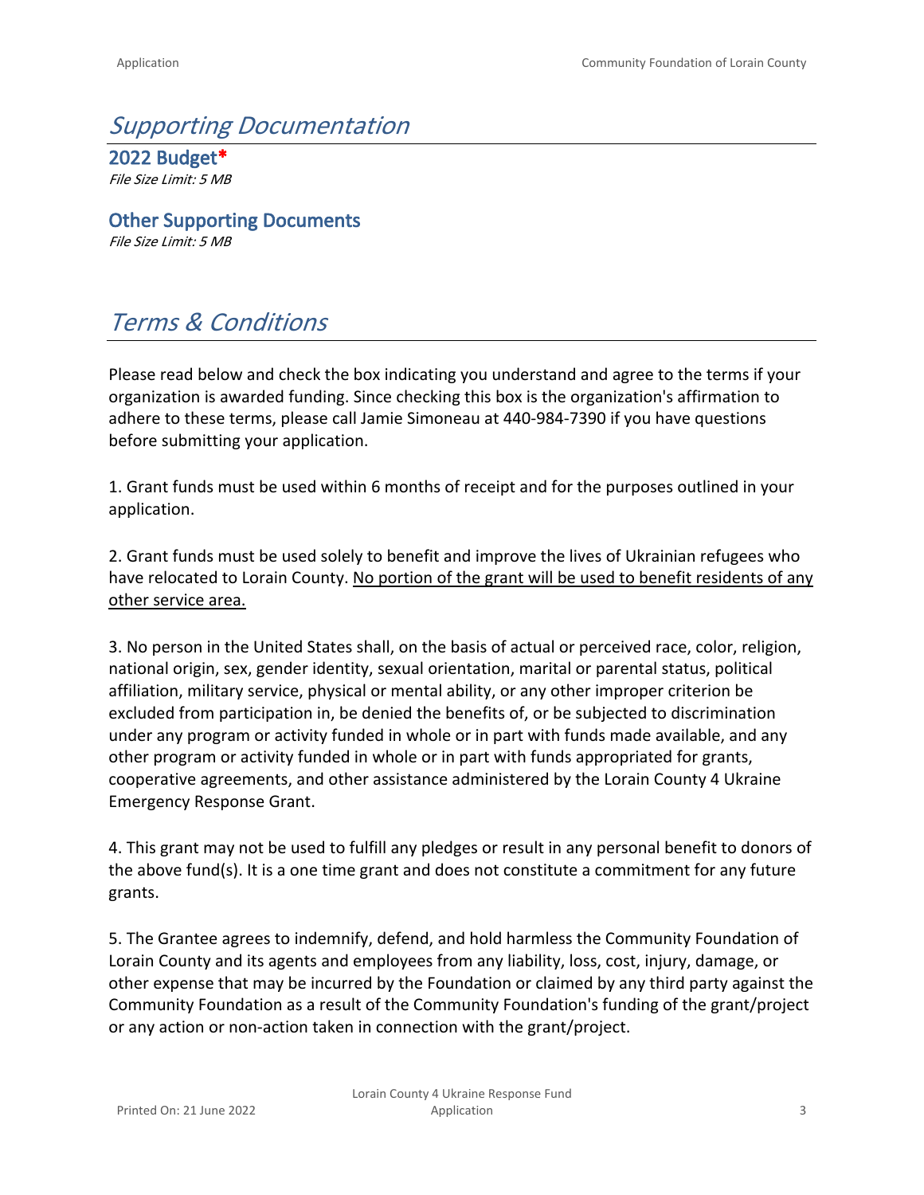# *Supporting Documentation*

## 2022 Budget*

*File Size Limit: 5 MB*

## Other Supporting Documents

*File Size Limit: 5 MB*

# *Terms & Conditions*

Please read below and check the box indicating you understand and agree to the terms if your organization is awarded funding. Since checking this box is the organization's affirmation to adhere to these terms, please call Jamie Simoneau at 440-984-7390 if you have questions before submitting your application.

1. Grant funds must be used within 6 months of receipt and for the purposes outlined in your application.

2. Grant funds must be used solely to benefit and improve the lives of Ukrainian refugees who have relocated to Lorain County. <u>No portion of the grant will be used to benefit residents of any other service area.</u>

3. No person in the United States shall, on the basis of actual or perceived race, color, religion, national origin, sex, gender identity, sexual orientation, marital or parental status, political affiliation, military service, physical or mental ability, or any other improper criterion be excluded from participation in, be denied the benefits of, or be subjected to discrimination under any program or activity funded in whole or in part with funds made available, and any other program or activity funded in whole or in part with funds appropriated for grants, cooperative agreements, and other assistance administered by the Lorain County 4 Ukraine Emergency Response Grant.

4. This grant may not be used to fulfill any pledges or result in any personal benefit to donors of the above fund(s). It is a one time grant and does not constitute a commitment for any future grants.

5. The Grantee agrees to indemnify, defend, and hold harmless the Community Foundation of Lorain County and its agents and employees from any liability, loss, cost, injury, damage, or other expense that may be incurred by the Foundation or claimed by any third party against the Community Foundation as a result of the Community Foundation's funding of the grant/project or any action or non-action taken in connection with the grant/project.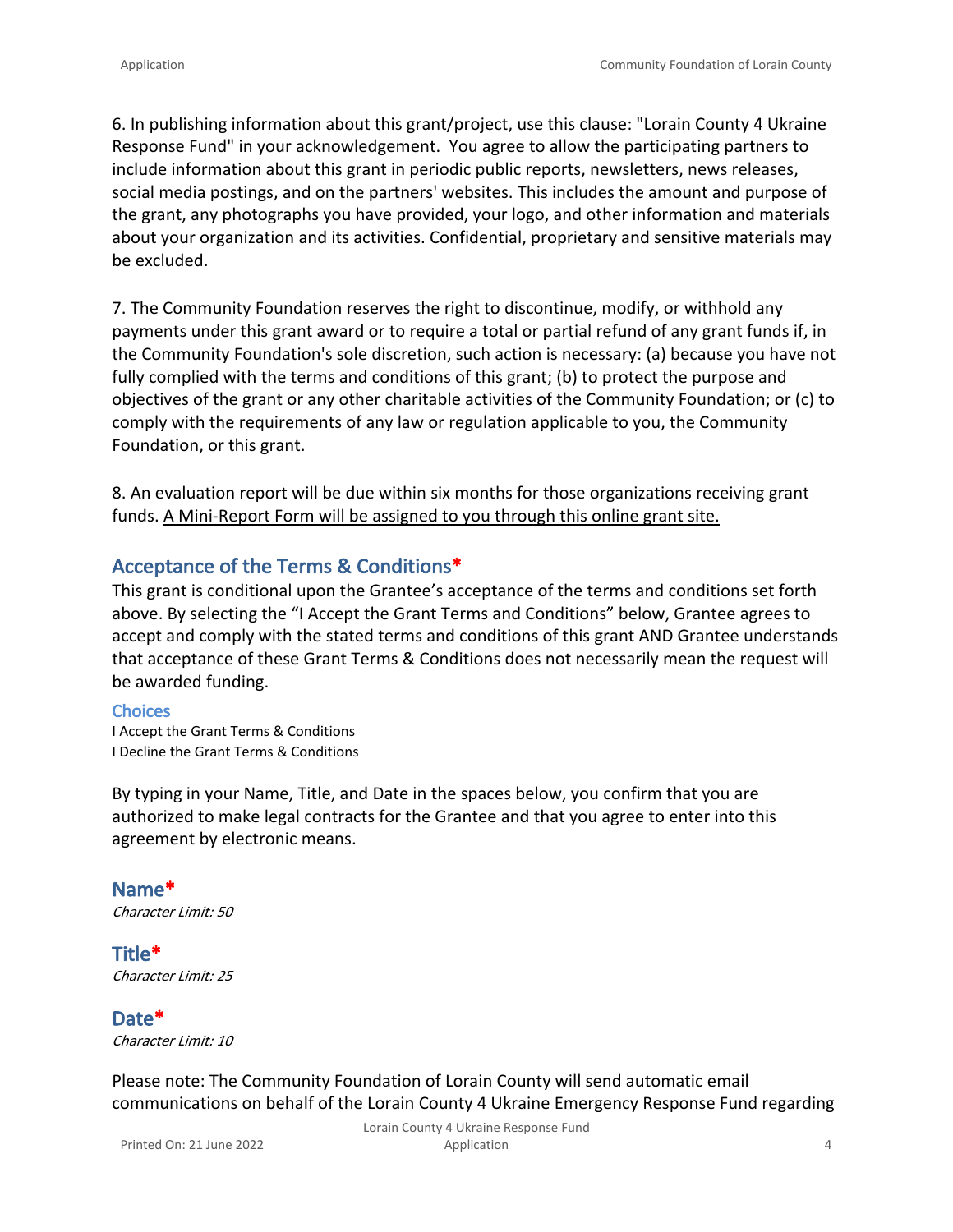6. In publishing information about this grant/project, use this clause: "Lorain County 4 Ukraine Response Fund" in your acknowledgement. You agree to allow the participating partners to include information about this grant in periodic public reports, newsletters, news releases, social media postings, and on the partners' websites. This includes the amount and purpose of the grant, any photographs you have provided, your logo, and other information and materials about your organization and its activities. Confidential, proprietary and sensitive materials may be excluded.

7. The Community Foundation reserves the right to discontinue, modify, or withhold any payments under this grant award or to require a total or partial refund of any grant funds if, in the Community Foundation's sole discretion, such action is necessary: (a) because you have not fully complied with the terms and conditions of this grant; (b) to protect the purpose and objectives of the grant or any other charitable activities of the Community Foundation; or (c) to comply with the requirements of any law or regulation applicable to you, the Community Foundation, or this grant.

8. An evaluation report will be due within six months for those organizations receiving grant funds. A Mini-Report Form will be assigned to you through this online grant site.

## Acceptance of the Terms & Conditions*

This grant is conditional upon the Grantee's acceptance of the terms and conditions set forth above. By selecting the "I Accept the Grant Terms and Conditions" below, Grantee agrees to accept and comply with the stated terms and conditions of this grant AND Grantee understands that acceptance of these Grant Terms & Conditions does not necessarily mean the request will be awarded funding.

**Choices**

I Accept the Grant Terms & Conditions
I Decline the Grant Terms & Conditions

By typing in your Name, Title, and Date in the spaces below, you confirm that you are authorized to make legal contracts for the Grantee and that you agree to enter into this agreement by electronic means.

## Name*

*Character Limit: 50*

## Title*

*Character Limit: 25*

## Date*

*Character Limit: 10*

Please note: The Community Foundation of Lorain County will send automatic email communications on behalf of the Lorain County 4 Ukraine Emergency Response Fund regarding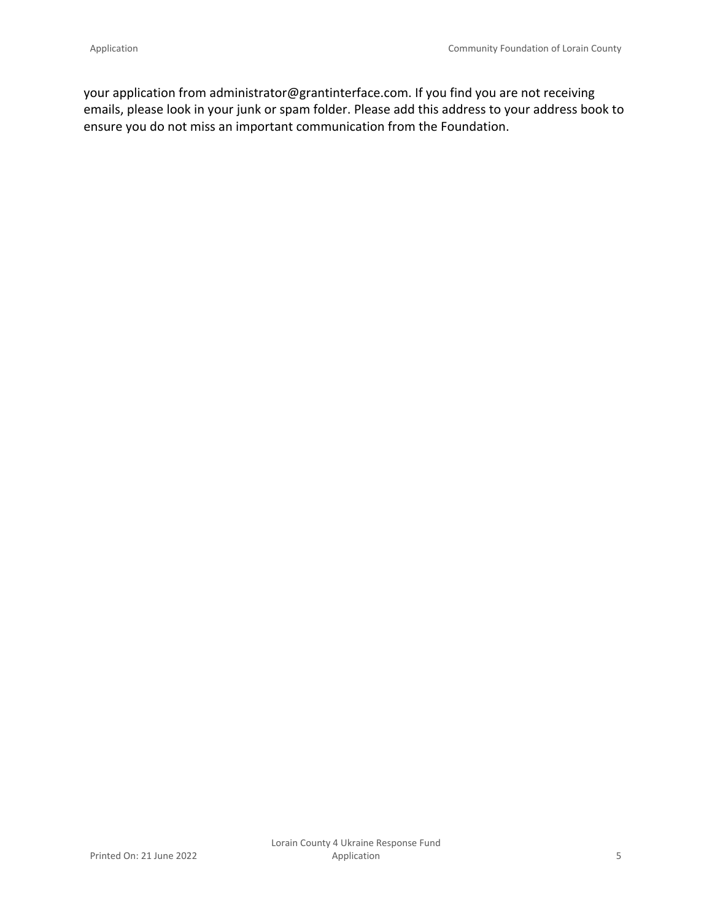your application from administrator@grantinterface.com. If you find you are not receiving emails, please look in your junk or spam folder. Please add this address to your address book to ensure you do not miss an important communication from the Foundation.